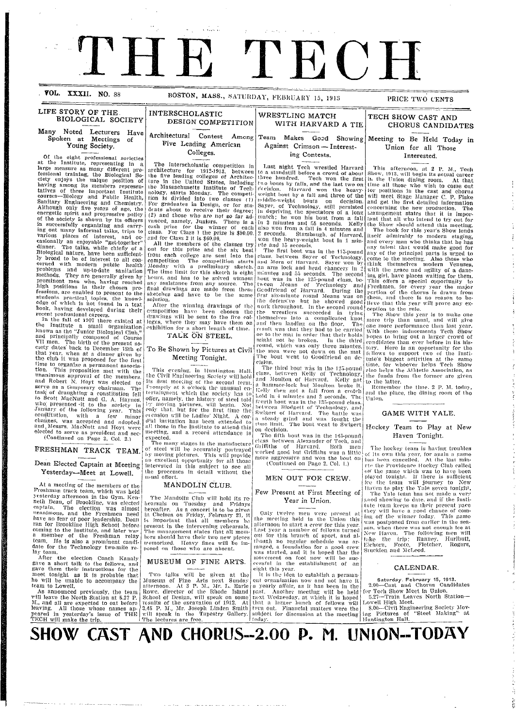# THE TECH

VOL. XXXII. NO. 88 BOSTON, MASS., SATURDAY, FEBRUARY 15, 1913 PRICE TWO CENTS

## LIFE STORY OF THE BIOLOGICAL SOCIETY

### Many Noted Lecturers Have Spoken at Meetings of Young Society.

Of the eight professional societies at the Institute, representing in a large measure as many different professional training, the Biological Society enjoys the unique position of having among its members representatives of three important Institute courses—Biology and Public Health, Sanitary Engineering and Chemistry. Although only five years of age, the energetic spirit and progressive policy of the society is shown by its officers in successfully organizing and carrying out many informal talks, trips to various places of interest, and occasionally an enjoyable "get-together" dinner. The talks, while chiefly of a Biological nature, have been sufficiently broad to be of interest to all concerned with modern public health problems and up-to-date sanitation methods. They are generally given by prominent men who, having reached high positions in their chosen professions, are enabled to present to the students practical topics, the knowledge of which is not found in a text book, having developed during their recent professional careers.

In the fall of 1907 there existed at the Institute a small organization known as the "Junior Biological Club," and principally composed of Course VII men. The birth of the present society dates back to December 18th of that year, when at a dinner given by the club it was proposed for the first time to organize a permanent association. This proposition met with the unanimous approval of the members, and Robert N. Hoyt was elected to serve as a temporary chairman. The task of draughting a constitution fell to Scott MacNutt and G. A. Haynes, who presented it to the society in January of the following year. This constitution, with a few minor changes, was accepted and adopted, and Messrs. MacNutt and Hoyt were elected to serve as president and secretary.

(Continued on Page 2, Col. 2.)

## FRESHMAN TRACK TEAM.

### Dean Elected Captain at Meeting Yesterday—Meet at Lowell.

At a meeting of the members of the Freshman track team, which was held yesterday afternoon in the Gym, Kenneth Dean, of Brookline, was elected captain. The election was almost unanimous, and the Freshmen need have no fear of poor leadership. Dean ran for Brookline High School before coming to the Institute, and later was a member of the Freshman relay team. He is also a prominent candidate for the Technology two-mile relay team.

After the election Coach Kanaly gave a short talk to the fellows, and gave them their instructions for the meet tonight as it is probable that he will be unable to accompany the team to Lowell.

As announced previously, the team will leave the North Station at 5.27 P. M., and all are expected to eat before leaving. All those whose names appeared in yesterday's issue of THE TECH will make the trip.

## INTERSCHOLASTIC DESIGN COMPETITION

### Architectural Contest Among Five Leading American Colleges.

The Interscholastic competition in architecture for 1912-1913, between the five leading colleges of Architecture in the United States, including the Massachusetts Institute of Technology, starts Monday. The competition is divided into two classes (1) For graduates in Design, or for students about to receive their degree; (2) and those who are not so far advanced, namely, Juniors. There is a cash prize for the winner of each class. For Class 1 the prize is $90.00, and for Class 2 it is $60.00.

All the members of the classes try out for this prize and the six best from each college are sent into the competition. The competition starts Monday with a preliminary sketch. The time limit for this sketch is eight hours, and has to be solved without any assistance from any source. The final drawings are made from these sketches and have to be the same solution.

After the winning drawings of the competition have been chosen the drawings will be sent to the five colleges, where they may have them on exhibition for a short length of time.

## TALK ON STEEL.

### To Be Shown by Pictures at Civil Meeting Tonight.

This evening, in Huntington Hall, the Civil Engineering Society will hold its first meeting of the second term. Promptly at 8 o'clock the unusual entertainment which the society has to offer, namely, the history of steel told by moving pictures, will begin. Not only that, but for the first time the occasion will be Ladies' Night. A cordial invitation has been extended to all those in the Institute to attend this meeting, and a record attendance is expected.

The many stages in the manufacture of steel will be accurately portrayed by moving pictures. This will provide an excellent opportunity for all those interested in this subject to see all the processes in detail without the usual effort.

## MANDOLIN CLUB.

The Mandolin Club will hold its rehearsals on Tuesday and Fridays hereafter. As a concert is to be given in Chelsea on Friday, February 21, it is important that all members be present in the intervening rehearsals. The management states that all members should have their two new pieces memorized. Heavy fines will be imposed on those who are absent.

## MUSEUM OF FINE ARTS.

Two talks will be given at the Museum of Fine Arts next Sunday afternoon. At 3 P. M., Mr. L. Earle Rowe, director of the Rhode Island School of Design, will speak on some results of the excavation of 1912. At 3.45 P. M., Mr. Joseph Linden Smith will speak in the Tapestry Gallery. The lectures are free.

## WRESTLING MATCH WITH HARVARD A TIE

### Team Makes Good Showing Against Crimson — Interesting Contests.

Last night Tech wrestled Harvard to a standstill before a crowd of about three hundred. Tech won the first two bouts by falls, and the last two on decision. Harvard won the heavy-weight bout by a fall and three of the middle-weight bouts on decision. Sayer, of Technology, still persisted in depriving the spectators of a long match; he won his bout from a fall in 2 minutes and 55 seconds. Kelly also won from a fall in 4 minutes and 2 seconds. Stambaugh, of Harvard, won the heavy-weight bout in 1 minute and 15 seconds.

The first bout was in the 115-pound class, between Sayer of Technology, and Mora of Harvard. Sayer won by an arm lock and head chancery in 2 minutes and 55 seconds. The second bout was in the 125-pound class, between Means of Technology and Goodfriend of Harvard. During the first six-minute round Means was on the defensive but he showed good work throughout. In the second round the wrestlers succeeded in tying themselves into a complicated knot and then landing on the floor. The result was that they had to be carried on to the mat in order that their holds might not be broken. In the third round, which was only three minutes, the men were not down on the mat. The bout went to Goodfriend on decision.

The third bout was in the 125-pound class, between Kelly of Technology, and Moulton of Harvard. Kelly got a hammer-lock but Moulton broke it. Kelly then got a fall from a crotch hold in 4 minutes and 2 seconds. The fourth bout was in the 135-pound class, between Blodgett of Technology, and Swigert of Harvard. The battle was a steady grind and was fought the time limit. The bout went to Swigert on decision.

The fifth bout was in the 145-pound class between Alexander of Tech, and Griffiths of Harvard. Both men worked good but Griffiths was a little more aggressive and won the bout on

(Continued on Page 2, Col. 1.)

## MEN OUT FOR CREW.

### Few Present at First Meeting of Year in Union.

Only twelve men were present at the meeting held in the Union this afternoon to start a crew for this year. Last year a number of fellows turned out for this branch of sport, and although no regular schedule was arranged, a foundation for a good crew was started, and it is hoped that the movement on foot now will be successful in the establishment of an eight this year.

It is the idea to establish a permanent organization now and not have it a yearly affair, as it has been in the past. Another meeting will be held next Wednesday, at which it is hoped that a larger bunch of fellows will turn out. Financial matters were the subject for discussion at the meeting today.

## TECH SHOW CAST AND CHORUS CANDIDATES

### Meeting to Be Held Today in Union for all Those Interested.

This afternoon, at 2 P. M., Tech Show, 1913, will begin its actual career in the Union dining room. At that time all those who wish to come out for positions in the cast and chorus will meet Stage Manager C. P. Fiske and get the first detailed information concerning the new production. The management states that it is important that all who intend to try out for the Show should attend this meeting.

The book for this year's Show lends itself admirably to modern staging, and every man who thinks that he has any talent that would make good for any of the principal parts is urged to come to the meeting. Also those who think themselves modern Venuses, with the grace and agility of a dancing girl, have places waiting for them. This offers a special opportunity to Freshmen, for every year the major portion of the chorus is drawn from them, and there is no reason to believe that this year will prove any exception to the rule.

The Show this year is to make one more trip than usual, and will give one more performance than last year. With these inducements Tech Show hopes to bring out a larger crowd of candidates than ever before in its history. Here is an opportunity for the fellows to support two of the Institute's biggest activities at the same time, for whoever helps Tech Show also helps the Athletic Association, as the funds from the former are given to the latter.

Remember the time, 2 P. M. today, and the place, the dining room of the Union.

## GAME WITH YALE.

### Hockey Team to Play at New Haven Tonight.

The hockey team is having troubles of its own this year, for again a game has been cancelled. At the last minute the Providence Hockey Club called off the game which was to have been played tonight. If there is sufficient ice the team will journey to New Haven to play the Yale seven tonight.

The Yale team has not made a very good showing to date, and if the Institute team keeps up their present pace they will have a good chance of coming off the winner today. This game was postponed from earlier in the season, when there was not enough ice at New Haven. The following men will take the trip: Ranney, Hurlbutt, Eichorn, Foote, Fletcher, Rogers, Stucklen and McLeod.

## CALENDAR.

Saturday, February 15, 1913.

2.00—Cast and Chorus Candidates for Tech Show Meet in Union.

5.27—Train Leaves North Station—Lowell High Meet.

8.00—Civil Engineering Society Moving Pictures of "Steel Making" at Huntington Hall.

# SHOW CAST AND CHORUS--2.00 P. M. UNION--TODAY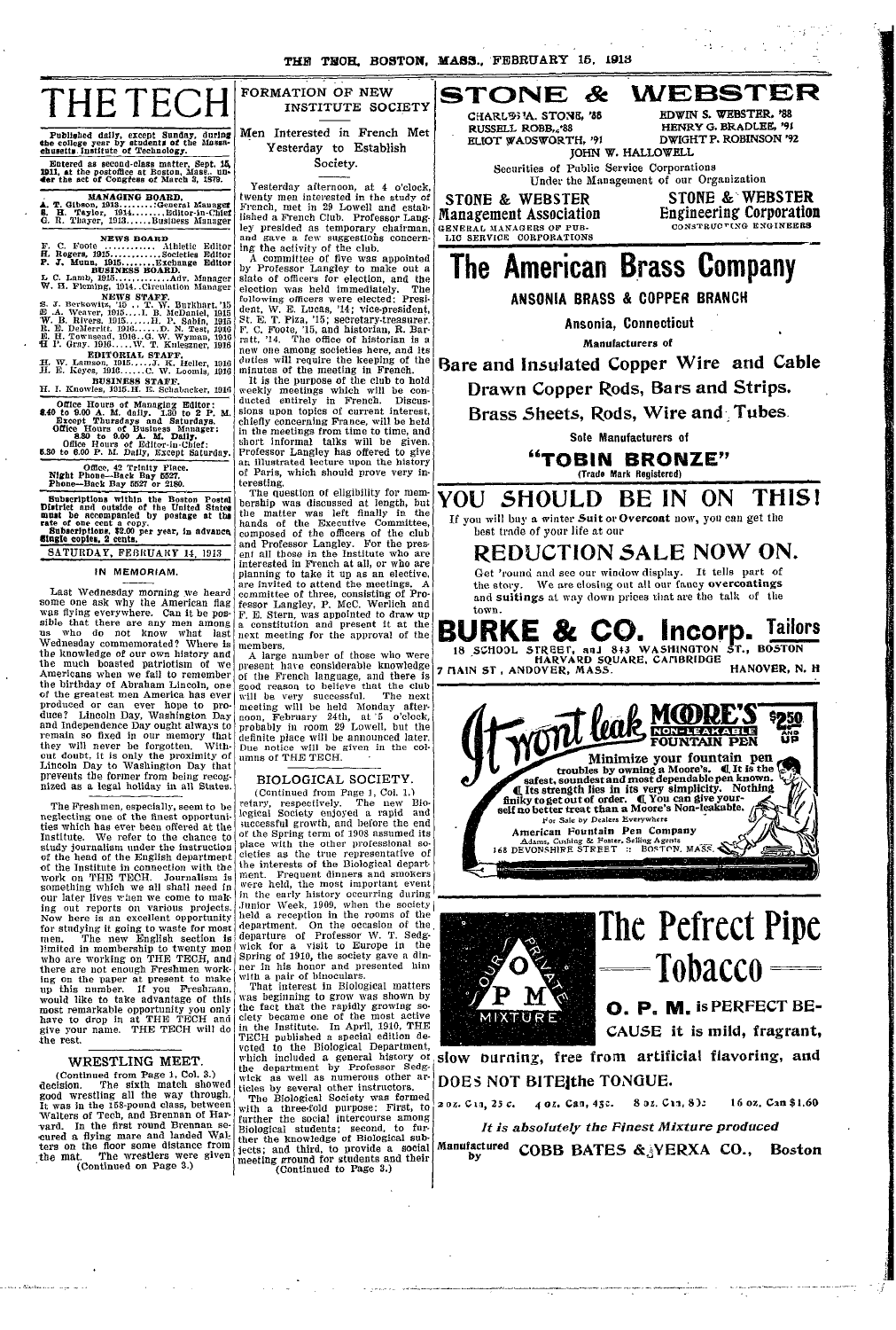# THE TECH

Published daily, except Sunday, during the college year by students of the Massachusetts Institute of Technology.

Entered as second-class matter, Sept. 15, 1911, at the postoffice at Boston, Mass., under the act of Congress of March 3, 1879.

**MANAGING BOARD.**

A. T. Gibson, 1913..........General Manager
S. H. Taylor, 1914..........Editor-in-Chief
C. R. Thayer, 1913..........Business Manager

**NEWS BOARD**

F. C. Foote ..............Athletic Editor
H. Rogers, 1915..........Societies Editor
P. J. Munn, 1915..........Exchange Editor

**BUSINESS BOARD.**

L. C. Lamb, 1915..........Adv. Manager
W. B. Fleming, 1914..Circulation Manager

**NEWS STAFF.**

S. J. Berkowitz, '15 .. T. W. Burkhart, '15
E. A. Weaver, 1915....I. B. McDaniel, 1915
W. B. Rivers, 1915......H. P. Sabin, 1915
R. E. DeMerritt, 1916......D. N. Test, 1916
E. H. Townsend, 1916..G. W. Wyman, 1916
H. P. Gray, 1916......W. T. Knieszner, 1916

**EDITORIAL STAFF.**

H. W. Lamson, 1915.......J. K. Heller, 1916
H. E. Keyes, 1916.......C. W. Loomis, 1916

**BUSINESS STAFF.**

H. I. Knowles, 1915. H. E. Schabacker, 1916

Office Hours of Managing Editor: 8.40 to 9.00 A. M. daily. 1.30 to 2 P. M. Except Thursdays and Saturdays.
Office Hours of Business Manager: 8.30 to 9.00 A. M. Daily.
Office Hours of Editor-in-Chief: 5.30 to 6.00 P. M. Daily, Except Saturday.

Office, 42 Trinity Place.
Night Phone—Back Bay 5527.
Phone—Back Bay 5527 or 2180.

Subscriptions within the Boston Postal District and outside of the United States must be accompanied by postage at the rate of one cent a copy.
Subscriptions, $2.00 per year, in advance. Single copies, 2 cents.

SATURDAY, FEBRUARY 14, 1913

## IN MEMORIAM.

Last Wednesday morning we heard some one ask why the American flag was flying everywhere. Can it be possible that there are any men among us who do not know what last Wednesday commemorated? Where is the knowledge of our own history and the much boasted patriotism of we Americans when we fail to remember the birthday of Abraham Lincoln, one of the greatest men America has ever produced or can ever hope to produce? Lincoln Day, Washington Day and Independence Day ought always to remain so fixed in our memory that they will never be forgotten. Without doubt, it is only the proximity of Lincoln Day to Washington Day that prevents the former from being recognized as a legal holiday in all States.

The Freshmen, especially, seem to be neglecting one of the finest opportunities which has ever been offered at the Institute. We refer to the chance to study journalism under the instruction of the head of the English department of the Institute in connection with the work on THE TECH. Journalism is something which we all shall need in our later lives when we come to making out reports on various projects. Now here is an excellent opportunity for studying it going to waste for most men. The new English section is limited in membership to twenty men who are working on THE TECH, and there are not enough Freshmen working on the paper at present to make up this number. If you Freshman, would like to take advantage of this most remarkable opportunity you only have to drop in at THE TECH and give your name. THE TECH will do the rest.

## WRESTLING MEET.

(Continued from Page 1, Col. 3.)

decision. The sixth match showed good wrestling all the way through. It was in the 158-pound class, between Walters of Tech, and Brennan of Harvard. In the first round Brennan secured a flying mare and landed Walters on the floor some distance from the mat. The wrestlers were given

(Continued on Page 3.)

## FORMATION OF NEW INSTITUTE SOCIETY

### Men Interested in French Met Yesterday to Establish Society.

Yesterday afternoon, at 4 o'clock, twenty men interested in the study of French, met in 29 Lowell and established a French Club. Professor Langley presided as temporary chairman, and gave a few suggestions concerning the activity of the club.

A committee of five was appointed by Professor Langley to make out a slate of officers for election, and the election was held immediately. The following officers were elected: President, W. E. Lucas, '14; vice-president, St. E. T. Piza, '15; secretary-treasurer, F. C. Foote, '15, and historian, R. Barratt, '14. The office of historian is a new one among societies here, and its duties will require the keeping of the minutes of the meeting in French.

It is the purpose of the club to hold weekly meetings which will be conducted entirely in French. Discussions upon topics of current interest, chiefly concerning France, will be held in the meetings from time to time, and short informal talks will be given. Professor Langley has offered to give an illustrated lecture upon the history of Paris, which should prove very interesting.

The question of eligibility for membership was discussed at length, but the matter was left finally in the hands of the Executive Committee, composed of the officers of the club and Professor Langley. For the present all those in the Institute who are interested in French at all, or who are planning to take it up as an elective, are invited to attend the meetings. A committee of three, consisting of Professor Langley, P. McC. Werlich and F. E. Stern, was appointed to draw up a constitution and present it at the next meeting for the approval of the members.

A large number of those who were present have considerable knowledge of the French language, and there is good reason to believe that the club will be very successful. The next meeting will be held Monday afternoon, February 24th, at 5 o'clock, probably in room 29 Lowell, but the definite place will be announced later. Due notice will be given in the columns of THE TECH.

## BIOLOGICAL SOCIETY.

(Continued from Page 1, Col. 1.)

retary, respectively. The new Biological Society enjoyed a rapid and successful growth, and before the end of the Spring term of 1908 assumed its place with the other professional societies as the true representative of the interests of the Biological department. Frequent dinners and smokers were held, the most important event in the early history occurring during Junior Week, 1909, when the society held a reception in the rooms of the department. On the occasion of the departure of Professor W. T. Sedgwick for a visit to Europe in the Spring of 1910, the society gave a dinner in his honor and presented him with a pair of binoculars.

That interest in Biological matters was beginning to grow was shown by the fact that the rapidly growing society became one of the most active in the Institute. In April, 1910, THE TECH published a special edition devoted to the Biological Department, which included a general history of the department by Professor Sedgwick as well as numerous other articles by several other instructors.

The Biological Society was formed with a three-fold purpose: First, to further the social intercourse among Biological students; second, to further the knowledge of Biological subjects; and third, to provide a social meeting ground for students and their

(Continued to Page 3.)

---

# STONE & WEBSTER

CHARLES A. STONE, '88 — EDWIN S. WEBSTER, '88
RUSSELL ROBB, '88 — HENRY G. BRADLEE, '91
ELIOT WADSWORTH, '91 — DWIGHT P. ROBINSON '92
JOHN W. HALLOWELL

Securities of Public Service Corporations
Under the Management of our Organization

**STONE & WEBSTER Management Association** — GENERAL MANAGERS OF PUBLIC SERVICE CORPORATIONS

**STONE & WEBSTER Engineering Corporation** — CONSTRUCTING ENGINEERS

---

# The American Brass Company

**ANSONIA BRASS & COPPER BRANCH**

**Ansonia, Connecticut**

Manufacturers of

**Bare and Insulated Copper Wire and Cable**
**Drawn Copper Rods, Bars and Strips.**
**Brass Sheets, Rods, Wire and Tubes.**

Sole Manufacturers of

**"TOBIN BRONZE"**
(Trade Mark Registered)

---

# YOU SHOULD BE IN ON THIS!

If you will buy a winter Suit or Overcoat now, you can get the best trade of your life at our

## REDUCTION SALE NOW ON.

Get 'round and see our window display. It tells part of the story. We are closing out all our fancy overcoatings and suitings at way down prices that are the talk of the town.

# BURKE & CO. Incorp. Tailors

18 SCHOOL STREET, and 843 WASHINGTON ST., BOSTON
HARVARD SQUARE, CAMBRIDGE
7 MAIN ST., ANDOVER, MASS. — HANOVER, N. H.

---

**It won't leak** — **MOORE'S NON-LEAKABLE FOUNTAIN PEN** — $2.50 AND UP

Minimize your fountain pen troubles by owning a Moore's. It is the safest, soundest and most dependable pen known. Its strength lies in its very simplicity. Nothing finiky to get out of order. You can give yourself no better treat than a Moore's Non-leakable.

For Sale by Dealers Everywhere

**American Fountain Pen Company**
Adams, Cushing & Foster, Selling Agents
168 DEVONSHIRE STREET :: BOSTON, MASS.

---

# The Pefrect Pipe Tobacco

OUR PRIVATE MIXTURE — O P M

**O. P. M.** is PERFECT BECAUSE it is mild, fragrant, slow burning, free from artificial flavoring, and DOES NOT BITE the TONGUE.

2 oz. Can, 25 c. — 4 oz. Can, 45c. — 8 oz. Can, 85c — 16 oz. Can $1.60

*It is absolutely the Finest Mixture produced*

Manufactured by **COBB BATES & YERXA CO., Boston**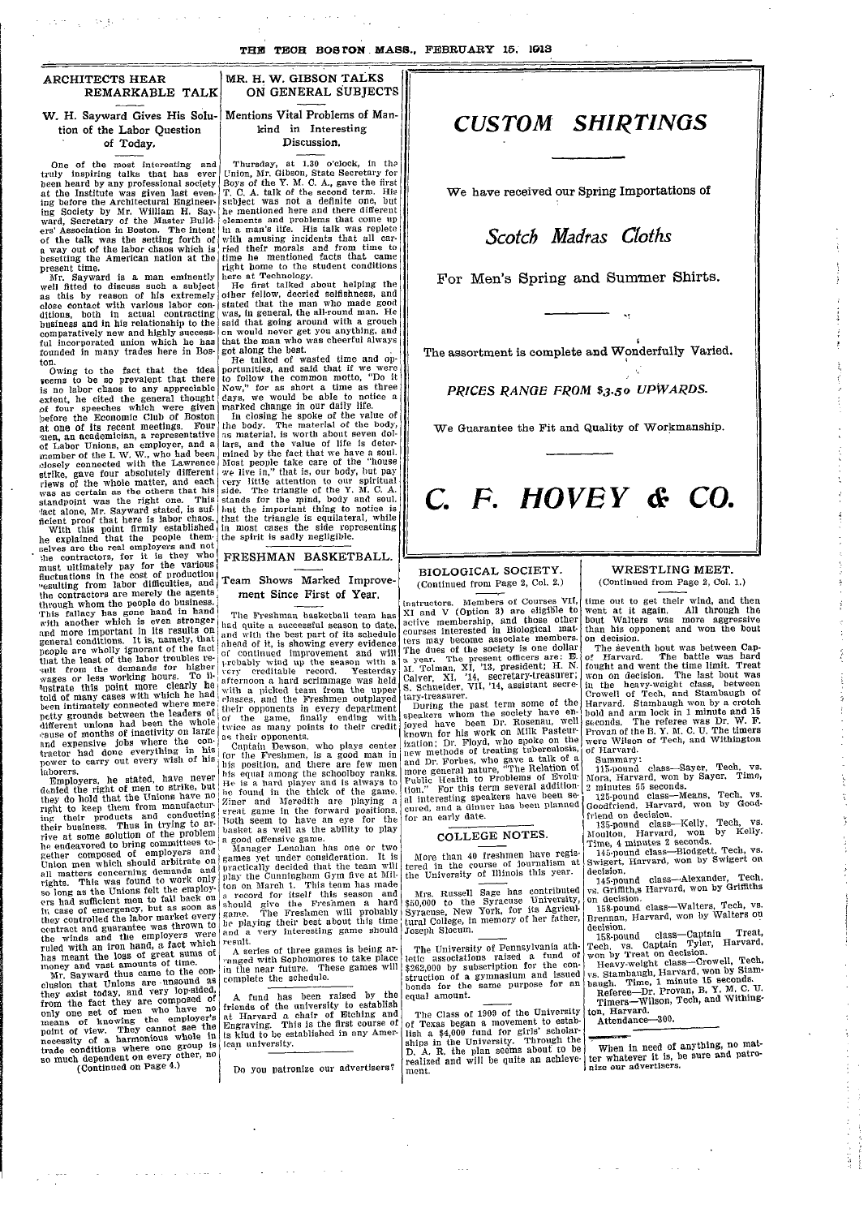## ARCHITECTS HEAR REMARKABLE TALK

### W. H. Sayward Gives His Solution of the Labor Question of Today.

One of the most interesting and truly inspiring talks that has ever been heard by any professional society at the Institute was given last evening before the Architectural Engineering Society by Mr. William H. Sayward, Secretary of the Master Builders' Association in Boston. The intent of the talk was the setting forth of a way out of the labor chaos which is besetting the American nation at the present time.

Mr. Sayward is a man eminently well fitted to discuss such a subject as this by reason of his extremely close contact with various labor conditions, both in actual contracting business and in his relationship to the comparatively new and highly successful incorporated union which he has founded in many trades here in Boston.

Owing to the fact that the idea seems to be so prevalent that there is no labor chaos to any appreciable extent, he cited the general thought of four speeches which were given before the Economic Club of Boston at one of its recent meetings. Four men, an academician, a representative of Labor Unions, an employer, and a member of the I. W. W., who had been closely connected with the Lawrence strike, gave four absolutely different views of the whole matter, and each was as certain as the others that his standpoint was the right one. This fact alone, Mr. Sayward stated, is sufficient proof that here is labor chaos.

With this point firmly established he explained that the people themselves are the real employers and not the contractors, for it is they who must ultimately pay for the various fluctuations in the cost of production resulting from labor difficulties, and the contractors are merely the agents through whom the people do business. This fallacy has gone hand in hand with another which is even stronger and more important in its results on general conditions. It is, namely, that people are wholly ignorant of the fact that the least of the labor troubles result from the demands for higher wages or less working hours. To illustrate this point more clearly he told of many cases with which he had been intimately connected where mere petty grounds between the leaders of different unions had been the whole cause of months of inactivity on large and expensive jobs where the contractor had done everything in his power to carry out every wish of his laborers.

Employers, he stated, have never denied the right of men to strike, but they do hold that the Unions have no right to keep them from manufacturing their products and conducting their business. Thus in trying to arrive at some solution of the problem he endeavored to bring committees together composed of employers and Union men which should arbitrate on all matters concerning demands and rights. This was found to work only so long as the Unions felt the employers had sufficient men to fall back on in case of emergency, but as soon as they controlled the labor market every contract and guarantee was thrown to the winds and the employers were ruled with an iron hand, a fact which has meant the loss of great sums of money and vast amounts of time.

Mr. Sayward thus came to the conclusion that Unions are unsound as they exist today, and very lop-sided, from the fact they are composed of only one set of men who have no means of knowing the employer's point of view. They cannot see the necessity of a harmonious whole in trade conditions where one group is so much dependent on every other, no

(Continued on Page 4.)

## MR. H. W. GIBSON TALKS ON GENERAL SUBJECTS

### Mentions Vital Problems of Mankind in Interesting Discussion.

Thursday, at 1.30 o'clock, in the Union, Mr. Gibson, State Secretary for Boys of the Y. M. C. A., gave the first T. C. A. talk of the second term. His subject was not a definite one, but he mentioned here and there different elements and problems that come up in a man's life. His talk was replete with amusing incidents that all carried their morals and from time to time he mentioned facts that came right home to the student conditions here at Technology.

He first talked about helping the other fellow, decried selfishness, and stated that the man who made good was, in general, the all-round man. He said that going around with a grouch on would never get you anything, and that the man who was cheerful always got along the best.

He talked of wasted time and opportunities, and said that if we were to follow the common motto, "Do it Now," for as short a time as three days, we would be able to notice a marked change in our daily life.

In closing he spoke of the value of the body. The material of the body, as material, is worth about seven dollars, and the value of life is determined by the fact that we have a soul. Most people take care of the "house we live in," that is, our body, but pay very little attention to our spiritual side. The triangle of the Y. M. C. A. stands for the mind, body and soul, but the important thing to notice is that the triangle is equilateral, while in most cases the side representing the spirit is sadly negligible.

## FRESHMAN BASKETBALL.

### Team Shows Marked Improvement Since First of Year.

The Freshman basketball team has had quite a successful season to date, and with the best part of its schedule ahead of it, is showing every evidence of continued improvement and will probably wind up the season with a very creditable record. Yesterday afternoon a hard scrimmage was held with a picked team from the upper classes, and the Freshmen outplayed their opponents in every department of the game, finally ending with twice as many points to their credit as their opponents.

Captain Dewson, who plays center for the Freshmen, is a good man in his position, and there are few men his equal among the schoolboy ranks. He is a hard player and is always to be found in the thick of the game. Ziner and Meredith are playing a great game in the forward positions. Both seem to have an eye for the basket as well as the ability to play a good offensive game.

Manager Lenahan has one or two games yet under consideration. It is practically decided that the team will play the Cunningham Gym five at Milton on March 1. This team has made a record for itself this season and should give the Freshmen a hard game. The Freshmen will probably be playing their best about this time and a very interesting game should result.

A series of three games is being arranged with Sophomores to take place in the near future. These games will complete the schedule.

---

A fund has been raised by the friends of the university to establish at Harvard a chair of Etching and Engraving. This is the first course of its kind to be established in any American university.

---

Do you patronize our advertisers?

---

# CUSTOM SHIRTINGS

We have received our Spring Importations of

## *Scotch Madras Cloths*

For Men's Spring and Summer Shirts.

The assortment is complete and Wonderfully Varied.

*PRICES RANGE FROM $3.50 UPWARDS.*

We Guarantee the Fit and Quality of Workmanship.

# C. F. HOVEY & CO.

---

## BIOLOGICAL SOCIETY.

(Continued from Page 2, Col. 2.)

instructors. Members of Courses VII, XI and V (Option 3) are eligible to active membership, and those other courses interested in Biological matters may become associate members. The dues of the society is one dollar a year. The present officers are: E. M. Tolman, XI, '13, president; H. N. Calver, XI, '14, secretary-treasurer; S. Schneider, VII, '14, assistant secretary-treasurer.

During the past term some of the speakers whom the society have enjoyed have been Dr. Rosenau, well known for his work on Milk Pasteurization; Dr. Floyd, who spoke on the new methods of treating tuberculosis, and Dr. Forbes, who gave a talk of a more general nature, "The Relation of Public Health to Problems of Evolution." For this term several additional interesting speakers have been secured, and a dinner has been planned for an early date.

## COLLEGE NOTES.

More than 40 freshmen have registered in the course of journalism at the University of Illinois this year.

---

Mrs. Russell Sage has contributed $50,000 to the Syracuse University, Syracuse, New York, for its Agricultural College, in memory of her father, Joseph Slocum.

---

The University of Pennsylvania athletic associations raised a fund of $262,000 by subscription for the construction of a gymnasium and issued bonds for the same purpose for an equal amount.

---

The Class of 1909 of the University of Texas began a movement to establish a $4,000 fund for girls' scholarships in the University. Through the D. A. R. the plan seems about to be realized and will be quite an achievement.

## WRESTLING MEET.

(Continued from Page 2, Col. 1.)

time out to get their wind, and then went at it again. All through the bout Walters was more aggressive than his opponent and won the bout on decision.

The seventh bout was between Captain Treat, of Tech, and Captain Tyler of Harvard. The battle was hard fought and went the time limit. Treat won on decision. The last bout was in the heavy-weight class, between Crowell of Tech, and Stambaugh of Harvard. Stambaugh won by a crotch hold and arm lock in 1 minute and 15 seconds. The referee was Dr. W. F. Provan of the B. Y. M. C. U. The timers were Wilson of Tech, and Withington of Harvard.

Summary:

115-pound class—Sayer, Tech, vs. Mora, Harvard, won by Sayer. Time, 2 minutes 55 seconds.

125-pound class—Means, Tech, vs. Goodfriend, Harvard, won by Goodfriend on decision.

135-pound class—Kelly, Tech, vs. Moulton, Harvard, won by Kelly. Time, 4 minutes 2 seconds.

145-pound class—Blodgett, Tech, vs. Swigert, Harvard, won by Swigert on decision.

145-pound class—Alexander, Tech, vs. Griffiths, Harvard, won by Griffiths on decision.

158-pound class—Walters, Tech, vs. Brennan, Harvard, won by Walters on decision.

158-pound class—Captain Treat, Tech, vs. Captain Tyler, Harvard, won by Treat on decision.

Heavy-weight class—Crowell, Tech, vs. Stambaugh, Harvard, won by Stambaugh. Time, 1 minute 15 seconds.

Referee—Dr. Provan, B. Y. M. C. U.

Timers—Wilson, Tech, and Withington, Harvard.

Attendance—300.

---

When in need of anything, no matter whatever it is, be sure and patronize our advertisers.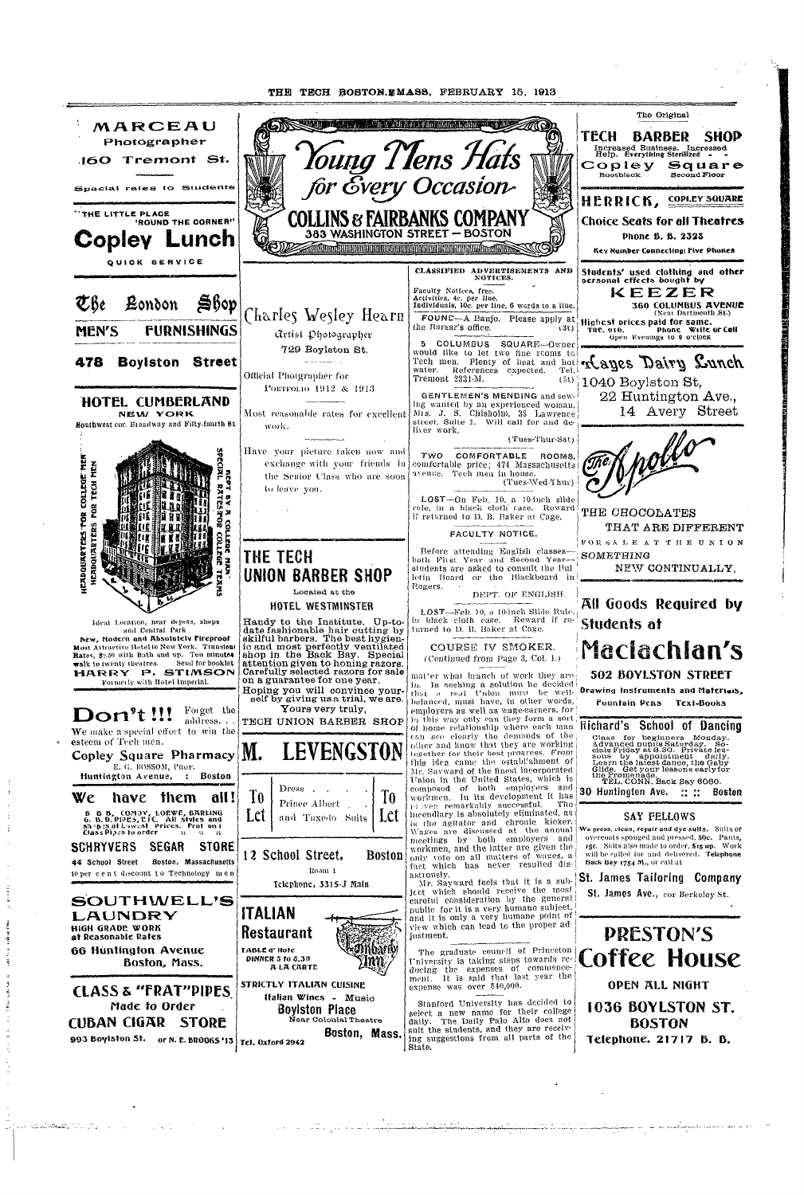## MARCEAU
Photographer

160 Tremont St.

Special rates to Students

"THE LITTLE PLACE 'ROUND THE CORNER"

## Copley Lunch

QUICK SERVICE

## The London Shop

MEN'S FURNISHINGS

478 Boylston Street

## HOTEL CUMBERLAND

NEW YORK

Southwest cor. Broadway and Fifty-fourth St

HEADQUARTERS FOR COLLEGE MEN
HEADQUARTERS FOR TECH MEN

SPECIAL RATES FOR COLLEGE TEAMS
KEPT BY A COLLEGE MAN

Ideal Location, near depots, shops and Central Park

New, Modern and Absolutely Fireproof

Most Attractive Hotel in New York. Transient Rates, $2.50 with Bath and up. Ten minutes walk to twenty theatres. Send for booklet

HARRY P. STIMSON

Formerly with Hotel Imperial.

## Don't !!!

Forget the address. . .

We make a special effort to win the esteem of Tech men.

Copley Square Pharmacy

E. G. BOSSOM, Prop.

Huntington Avenue, : Boston

## We have them all!

B B B, COMOY, LOEWE, BARLING
G. B. D. PIPES, ETC. All Styles and
Shapes at Lowest Prices. Frat and
Class Pipes to order

SCHRYVERS SEGAR STORE

44 School Street Boston, Massachusetts

10 per cent discount to Technology men

## SOUTHWELL'S LAUNDRY

HIGH GRADE WORK
at Reasonable Rates

66 Huntington Avenue
Boston, Mass.

## CLASS & "FRAT" PIPES

Made to Order

CUBAN CIGAR STORE

993 Boylston St. or N. E. BROOKS '13

---

# Young Mens Hats for Every Occasion

COLLINS & FAIRBANKS COMPANY
383 WASHINGTON STREET — BOSTON

---

## Charles Wesley Hearn

Artist Photographer

729 Boylston St.

Official Photographer for PORTFOLIO 1912 & 1913

Most reasonable rates for excellent work.

Have your picture taken now and exchange with your friends in the Senior Class who are soon to leave you.

## THE TECH UNION BARBER SHOP

Located at the
HOTEL WESTMINSTER

Handy to the Institute. Up-to-date fashionable hair cutting by skilful barbers. The best hygienic and most perfectly ventilated shop in the Back Bay. Special attention given to honing razors. Carefully selected razors for sale on a guarantee for one year.
Hoping you will convince yourself by giving us a trial, we are,
Yours very truly,
TECH UNION BARBER SHOP

## M. LEVENGSTON

| | | |
|---|---|---|
| To Let | Dress . . . . . Prince Albert . . and Tuxedo Suits | To Let |

12 School Street, Boston

Room 1

Telephone, 3315-J Main

## ITALIAN Restaurant

TABLE d'Hote
DINNER 5 to 8.30
A LA CARTE

STRICTLY ITALIAN CUISINE

Italian Wines - Music

Boylston Place

Near Colonial Theatre

Boston, Mass.

Tel. Oxford 2942

---

### CLASSIFIED ADVERTISEMENTS AND NOTICES.

Faculty Notices, free.
Activities, 4c. per line.
Individuals, 10c. per line, 6 words to a line.

FOUND—A Banjo. Please apply at the Bursar's office. (3t)

5 COLUMBUS SQUARE—Owner would like to let two fine rooms to Tech men. Plenty of heat and hot water. References expected. Tel. Tremont 2331-M. (5t)

GENTLEMEN'S MENDING and sewing wanted by an experienced woman, Mrs. J. S. Chisholm, 38 Lawrence street, Suite 1. Will call for and deliver work.
(Tues-Thur-Sat)

TWO COMFORTABLE ROOMS, comfortable price; 474 Massachusetts avenue. Tech men in house.
(Tues-Wed-Thur)

LOST—On Feb. 10, a 10-inch slide rule, in a black cloth case. Reward if returned to D. B. Baker at Cage.

### FACULTY NOTICE.

Before attending English classes—both First Year and Second Year—students are asked to consult the Bulletin Board or the Blackboard in Rogers.

DEPT. OF ENGLISH.

LOST—Feb. 10, a 10-inch Slide Rule, in black cloth case. Reward if returned to D. B. Baker at Cage.

### COURSE IV SMOKER.

*(Continued from Page 3, Col. 1.)*

matter what branch of work they are in. In seeking a solution he decided that a real Union must be well-balanced, must have, in other words, employers as well as wage-earners, for in this way only can they form a sort of home relationship where each man can see clearly the demands of the other and know that they are working together for their best progress. From this idea came the establishment of Mr. Sayward of the finest incorporated Union in the United States, which is composed of both employers and workmen. In its development it has proven remarkably successful. The incendiary is absolutely eliminated, as is the agitator and chronic kicker. Wages are discussed at the annual meetings by both employers and workmen, and the latter are given the only vote on all matters of wages, a fact which has never resulted disastrously.

Mr. Sayward feels that it is a subject which should receive the most careful consideration by the general public for it is a very humane subject, and it is only a very humane point of view which can lead to the proper adjustment.

The graduate council of Princeton University is taking steps towards reducing the expenses of commencement. It is said that last year the expense was over $40,000.

Stanford University has decided to select a new name for their college daily. The Daily Palo Alto does not suit the students, and they are receiving suggestions from all parts of the State.

---

The Original

## TECH BARBER SHOP

Increased Business. Increased Help. Everything Sterilized - -

Copley Square

Bootblack Second Floor

## HERRICK, COPLEY SQUARE

Choice Seats for all Theatres

Phone B. B. 2328

Key Number Connecting Five Phones

Students' used clothing and other personal effects bought by

## KEEZER

360 COLUMBUS AVENUE
(Near Dartmouth St.)

Highest prices paid for same.

TEL. 916. Phone Write or Call
Open Evenings to 9 o'clock

## Hayes Dairy Lunch

1040 Boylston St,
22 Huntington Ave.,
14 Avery Street

## The Apollo

THE CHOCOLATES THAT ARE DIFFERENT

FOR SALE AT THE UNION

SOMETHING NEW CONTINUALLY,

## All Goods Required by Students at

# Maclachlan's

502 BOYLSTON STREET

Drawing Instruments and Materials,
Fountain Pens Text-Books

## Richard's School of Dancing

Class for beginners Monday. Advanced pupils Saturday. Socials Friday at 8.30. Private lessons by appointment daily. Learn the latest dance, the Gaby Glide. Get your lessons early for the Promenade.
TEL. CONN. Back Bay 6060.

30 Huntington Ave. :: :: Boston

### SAY FELLOWS

We press, clean, repair and dye suits. Suits or overcoats sponged and pressed, 50c. Pants, 15c. Suits also made to order, $15 up. Work will be called for and delivered. Telephone Back Bay 1754 M., or call at

St. James Tailoring Company

St. James Ave., cor Berkeley St.

## PRESTON'S

# Coffee House

OPEN ALL NIGHT

1036 BOYLSTON ST.
BOSTON

Telephone. 21717 B. B.